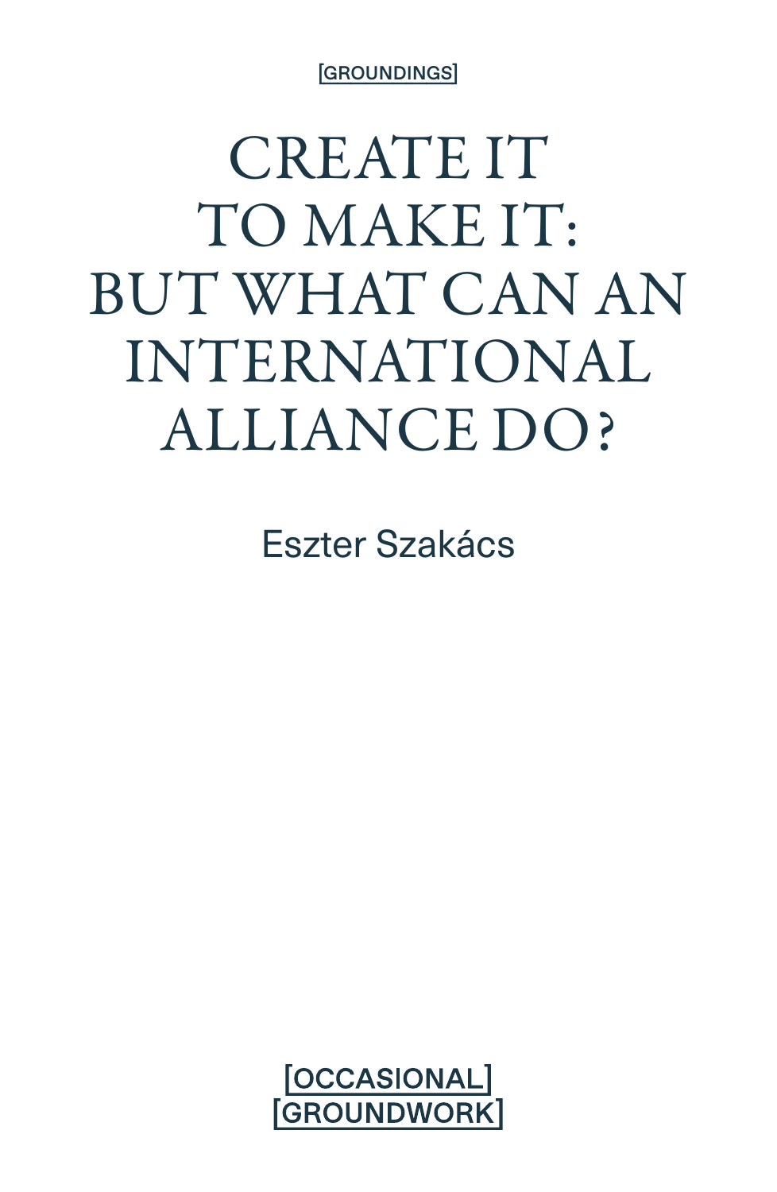[GROUNDINGS]

# CREATE IT TO MAKE IT: BUT WHAT CAN AN INTERNATIONAL ALLIANCE DO?

Eszter Szakács

[OCCASIONAL]
[GROUNDWORK]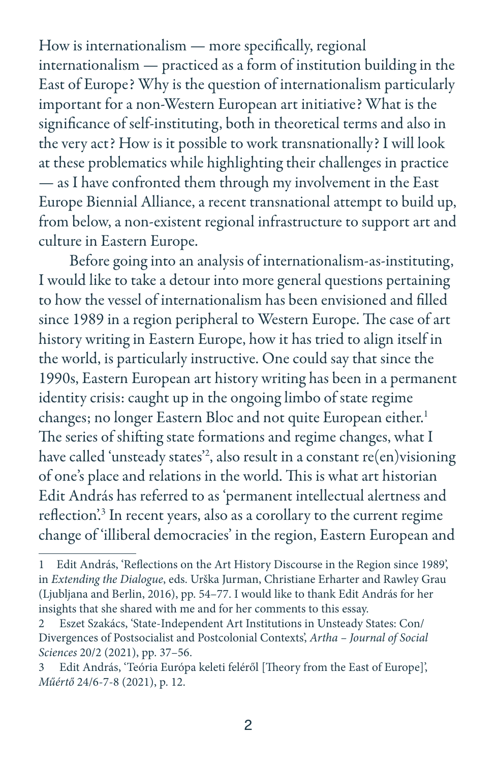How is internationalism — more specifically, regional internationalism — practiced as a form of institution building in the East of Europe? Why is the question of internationalism particularly important for a non-Western European art initiative? What is the significance of self-instituting, both in theoretical terms and also in the very act? How is it possible to work transnationally? I will look at these problematics while highlighting their challenges in practice — as I have confronted them through my involvement in the East Europe Biennial Alliance, a recent transnational attempt to build up, from below, a non-existent regional infrastructure to support art and culture in Eastern Europe.

Before going into an analysis of internationalism-as-instituting, I would like to take a detour into more general questions pertaining to how the vessel of internationalism has been envisioned and filled since 1989 in a region peripheral to Western Europe. The case of art history writing in Eastern Europe, how it has tried to align itself in the world, is particularly instructive. One could say that since the 1990s, Eastern European art history writing has been in a permanent identity crisis: caught up in the ongoing limbo of state regime changes; no longer Eastern Bloc and not quite European either.[1] The series of shifting state formations and regime changes, what I have called 'unsteady states'[2], also result in a constant re(en)visioning of one's place and relations in the world. This is what art historian Edit András has referred to as 'permanent intellectual alertness and reflection'.[3] In recent years, also as a corollary to the current regime change of 'illiberal democracies' in the region, Eastern European and

---

1 Edit András, 'Reflections on the Art History Discourse in the Region since 1989', in *Extending the Dialogue*, eds. Urška Jurman, Christiane Erharter and Rawley Grau (Ljubljana and Berlin, 2016), pp. 54–77. I would like to thank Edit András for her insights that she shared with me and for her comments to this essay.

2 Eszet Szakács, 'State-Independent Art Institutions in Unsteady States: Con/Divergences of Postsocialist and Postcolonial Contexts', *Artha – Journal of Social Sciences* 20/2 (2021), pp. 37–56.

3 Edit András, 'Teória Európa keleti feléről [Theory from the East of Europe]', *Műértő* 24/6-7-8 (2021), p. 12.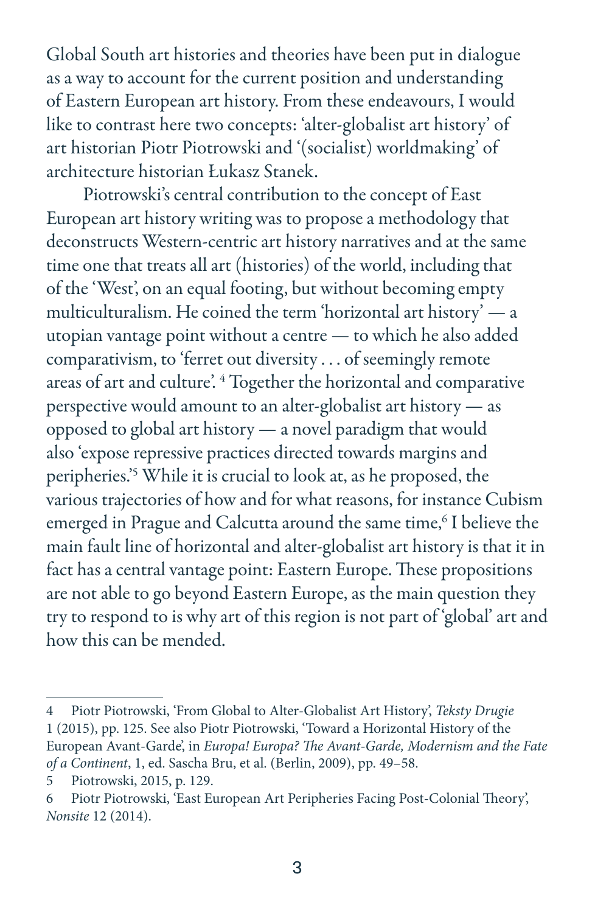Global South art histories and theories have been put in dialogue as a way to account for the current position and understanding of Eastern European art history. From these endeavours, I would like to contrast here two concepts: 'alter-globalist art history' of art historian Piotr Piotrowski and '(socialist) worldmaking' of architecture historian Łukasz Stanek.

Piotrowski's central contribution to the concept of East European art history writing was to propose a methodology that deconstructs Western-centric art history narratives and at the same time one that treats all art (histories) of the world, including that of the 'West', on an equal footing, but without becoming empty multiculturalism. He coined the term 'horizontal art history' — a utopian vantage point without a centre — to which he also added comparativism, to 'ferret out diversity . . . of seemingly remote areas of art and culture'. [4] Together the horizontal and comparative perspective would amount to an alter-globalist art history — as opposed to global art history — a novel paradigm that would also 'expose repressive practices directed towards margins and peripheries.'[5] While it is crucial to look at, as he proposed, the various trajectories of how and for what reasons, for instance Cubism emerged in Prague and Calcutta around the same time,[6] I believe the main fault line of horizontal and alter-globalist art history is that it in fact has a central vantage point: Eastern Europe. These propositions are not able to go beyond Eastern Europe, as the main question they try to respond to is why art of this region is not part of 'global' art and how this can be mended.

---

4 Piotr Piotrowski, 'From Global to Alter-Globalist Art History', *Teksty Drugie* 1 (2015), pp. 125. See also Piotr Piotrowski, 'Toward a Horizontal History of the European Avant-Garde', in *Europa! Europa? The Avant-Garde, Modernism and the Fate of a Continent*, 1, ed. Sascha Bru, et al. (Berlin, 2009), pp. 49–58.

5 Piotrowski, 2015, p. 129.

6 Piotr Piotrowski, 'East European Art Peripheries Facing Post-Colonial Theory', *Nonsite* 12 (2014).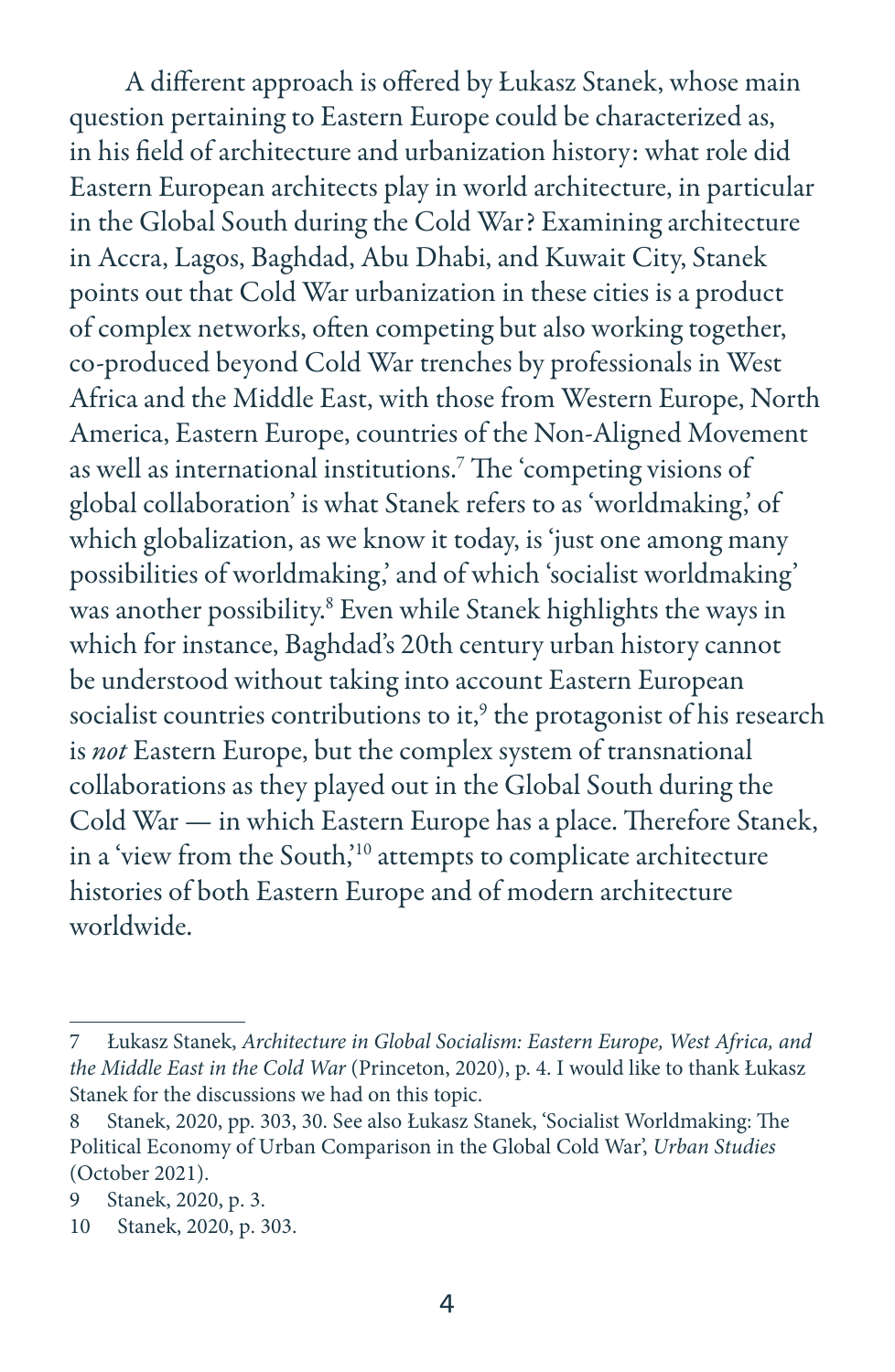A different approach is offered by Łukasz Stanek, whose main question pertaining to Eastern Europe could be characterized as, in his field of architecture and urbanization history: what role did Eastern European architects play in world architecture, in particular in the Global South during the Cold War? Examining architecture in Accra, Lagos, Baghdad, Abu Dhabi, and Kuwait City, Stanek points out that Cold War urbanization in these cities is a product of complex networks, often competing but also working together, co-produced beyond Cold War trenches by professionals in West Africa and the Middle East, with those from Western Europe, North America, Eastern Europe, countries of the Non-Aligned Movement as well as international institutions.[7] The 'competing visions of global collaboration' is what Stanek refers to as 'worldmaking,' of which globalization, as we know it today, is 'just one among many possibilities of worldmaking,' and of which 'socialist worldmaking' was another possibility.[8] Even while Stanek highlights the ways in which for instance, Baghdad's 20th century urban history cannot be understood without taking into account Eastern European socialist countries contributions to it,[9] the protagonist of his research is *not* Eastern Europe, but the complex system of transnational collaborations as they played out in the Global South during the Cold War — in which Eastern Europe has a place. Therefore Stanek, in a 'view from the South,'[10] attempts to complicate architecture histories of both Eastern Europe and of modern architecture worldwide.

---

7 Łukasz Stanek, *Architecture in Global Socialism: Eastern Europe, West Africa, and the Middle East in the Cold War* (Princeton, 2020), p. 4. I would like to thank Łukasz Stanek for the discussions we had on this topic.

8 Stanek, 2020, pp. 303, 30. See also Łukasz Stanek, 'Socialist Worldmaking: The Political Economy of Urban Comparison in the Global Cold War', *Urban Studies* (October 2021).

9 Stanek, 2020, p. 3.

10 Stanek, 2020, p. 303.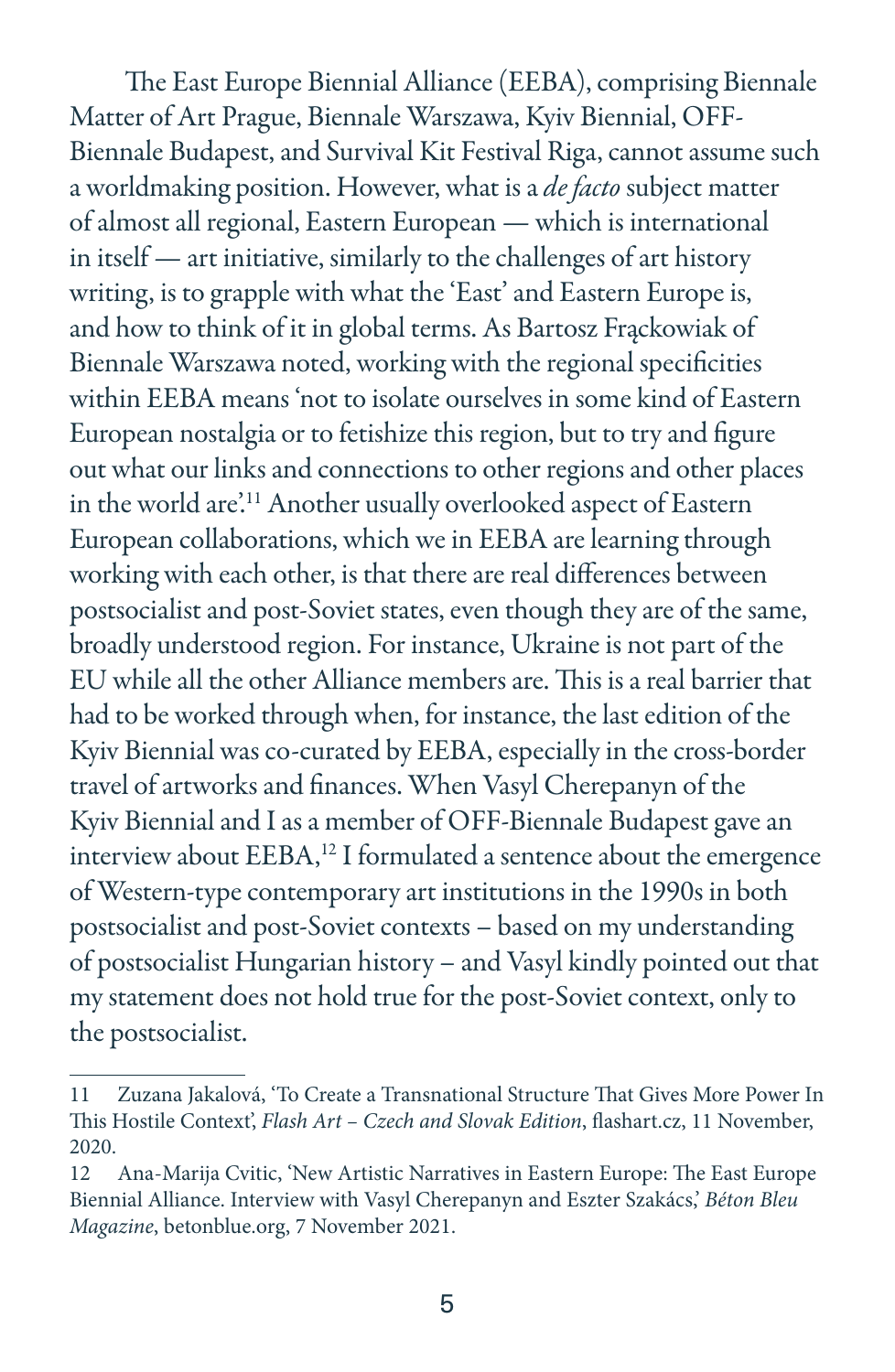The East Europe Biennial Alliance (EEBA), comprising Biennale Matter of Art Prague, Biennale Warszawa, Kyiv Biennial, OFF-Biennale Budapest, and Survival Kit Festival Riga, cannot assume such a worldmaking position. However, what is a *de facto* subject matter of almost all regional, Eastern European — which is international in itself — art initiative, similarly to the challenges of art history writing, is to grapple with what the 'East' and Eastern Europe is, and how to think of it in global terms. As Bartosz Frąckowiak of Biennale Warszawa noted, working with the regional specificities within EEBA means 'not to isolate ourselves in some kind of Eastern European nostalgia or to fetishize this region, but to try and figure out what our links and connections to other regions and other places in the world are'.[11] Another usually overlooked aspect of Eastern European collaborations, which we in EEBA are learning through working with each other, is that there are real differences between postsocialist and post-Soviet states, even though they are of the same, broadly understood region. For instance, Ukraine is not part of the EU while all the other Alliance members are. This is a real barrier that had to be worked through when, for instance, the last edition of the Kyiv Biennial was co-curated by EEBA, especially in the cross-border travel of artworks and finances. When Vasyl Cherepanyn of the Kyiv Biennial and I as a member of OFF-Biennale Budapest gave an interview about EEBA,[12] I formulated a sentence about the emergence of Western-type contemporary art institutions in the 1990s in both postsocialist and post-Soviet contexts – based on my understanding of postsocialist Hungarian history – and Vasyl kindly pointed out that my statement does not hold true for the post-Soviet context, only to the postsocialist.

---

11 Zuzana Jakalová, 'To Create a Transnational Structure That Gives More Power In This Hostile Context', *Flash Art – Czech and Slovak Edition*, flashart.cz, 11 November, 2020.

12 Ana-Marija Cvitic, 'New Artistic Narratives in Eastern Europe: The East Europe Biennial Alliance. Interview with Vasyl Cherepanyn and Eszter Szakács,' *Béton Bleu Magazine*, betonblue.org, 7 November 2021.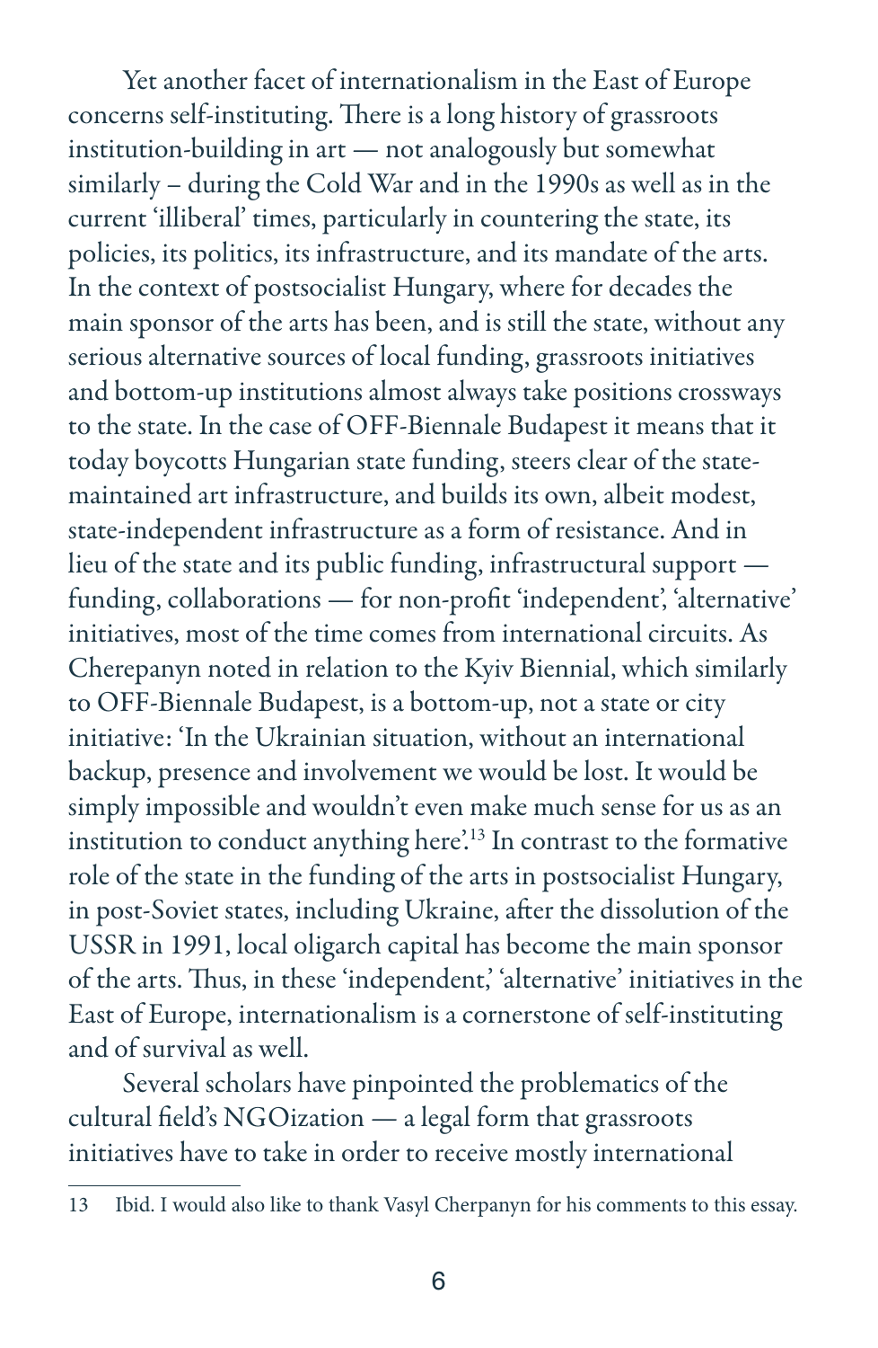Yet another facet of internationalism in the East of Europe concerns self-instituting. There is a long history of grassroots institution-building in art — not analogously but somewhat similarly – during the Cold War and in the 1990s as well as in the current 'illiberal' times, particularly in countering the state, its policies, its politics, its infrastructure, and its mandate of the arts. In the context of postsocialist Hungary, where for decades the main sponsor of the arts has been, and is still the state, without any serious alternative sources of local funding, grassroots initiatives and bottom-up institutions almost always take positions crossways to the state. In the case of OFF-Biennale Budapest it means that it today boycotts Hungarian state funding, steers clear of the state-maintained art infrastructure, and builds its own, albeit modest, state-independent infrastructure as a form of resistance. And in lieu of the state and its public funding, infrastructural support — funding, collaborations — for non-profit 'independent', 'alternative' initiatives, most of the time comes from international circuits. As Cherepanyn noted in relation to the Kyiv Biennial, which similarly to OFF-Biennale Budapest, is a bottom-up, not a state or city initiative: 'In the Ukrainian situation, without an international backup, presence and involvement we would be lost. It would be simply impossible and wouldn't even make much sense for us as an institution to conduct anything here'.[13] In contrast to the formative role of the state in the funding of the arts in postsocialist Hungary, in post-Soviet states, including Ukraine, after the dissolution of the USSR in 1991, local oligarch capital has become the main sponsor of the arts. Thus, in these 'independent,' 'alternative' initiatives in the East of Europe, internationalism is a cornerstone of self-instituting and of survival as well.

Several scholars have pinpointed the problematics of the cultural field's NGOization — a legal form that grassroots initiatives have to take in order to receive mostly international

---

13 Ibid. I would also like to thank Vasyl Cherpanyn for his comments to this essay.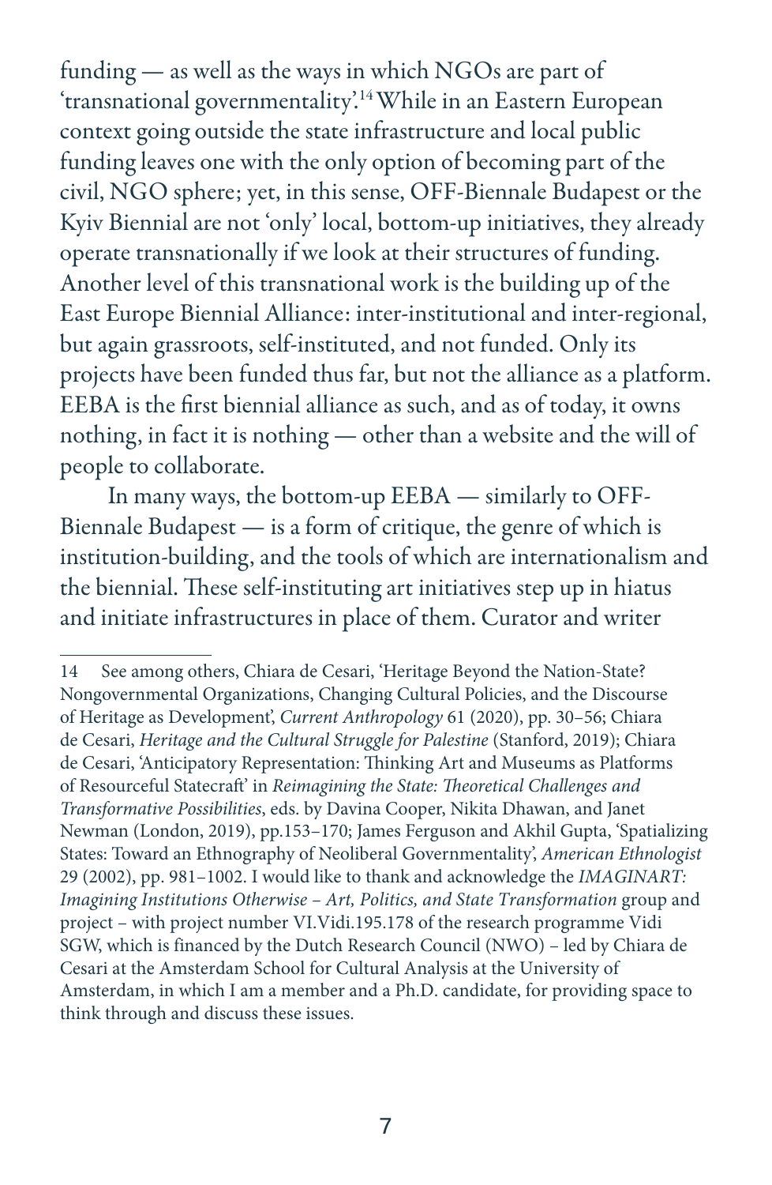funding — as well as the ways in which NGOs are part of 'transnational governmentality'.[14] While in an Eastern European context going outside the state infrastructure and local public funding leaves one with the only option of becoming part of the civil, NGO sphere; yet, in this sense, OFF-Biennale Budapest or the Kyiv Biennial are not 'only' local, bottom-up initiatives, they already operate transnationally if we look at their structures of funding. Another level of this transnational work is the building up of the East Europe Biennial Alliance: inter-institutional and inter-regional, but again grassroots, self-instituted, and not funded. Only its projects have been funded thus far, but not the alliance as a platform. EEBA is the first biennial alliance as such, and as of today, it owns nothing, in fact it is nothing — other than a website and the will of people to collaborate.

In many ways, the bottom-up EEBA — similarly to OFF-Biennale Budapest — is a form of critique, the genre of which is institution-building, and the tools of which are internationalism and the biennial. These self-instituting art initiatives step up in hiatus and initiate infrastructures in place of them. Curator and writer

---

14 See among others, Chiara de Cesari, 'Heritage Beyond the Nation-State? Nongovernmental Organizations, Changing Cultural Policies, and the Discourse of Heritage as Development', *Current Anthropology* 61 (2020), pp. 30–56; Chiara de Cesari, *Heritage and the Cultural Struggle for Palestine* (Stanford, 2019); Chiara de Cesari, 'Anticipatory Representation: Thinking Art and Museums as Platforms of Resourceful Statecraft' in *Reimagining the State: Theoretical Challenges and Transformative Possibilities*, eds. by Davina Cooper, Nikita Dhawan, and Janet Newman (London, 2019), pp.153–170; James Ferguson and Akhil Gupta, 'Spatializing States: Toward an Ethnography of Neoliberal Governmentality', *American Ethnologist* 29 (2002), pp. 981–1002. I would like to thank and acknowledge the *IMAGINART: Imagining Institutions Otherwise – Art, Politics, and State Transformation* group and project – with project number VI.Vidi.195.178 of the research programme Vidi SGW, which is financed by the Dutch Research Council (NWO) – led by Chiara de Cesari at the Amsterdam School for Cultural Analysis at the University of Amsterdam, in which I am a member and a Ph.D. candidate, for providing space to think through and discuss these issues.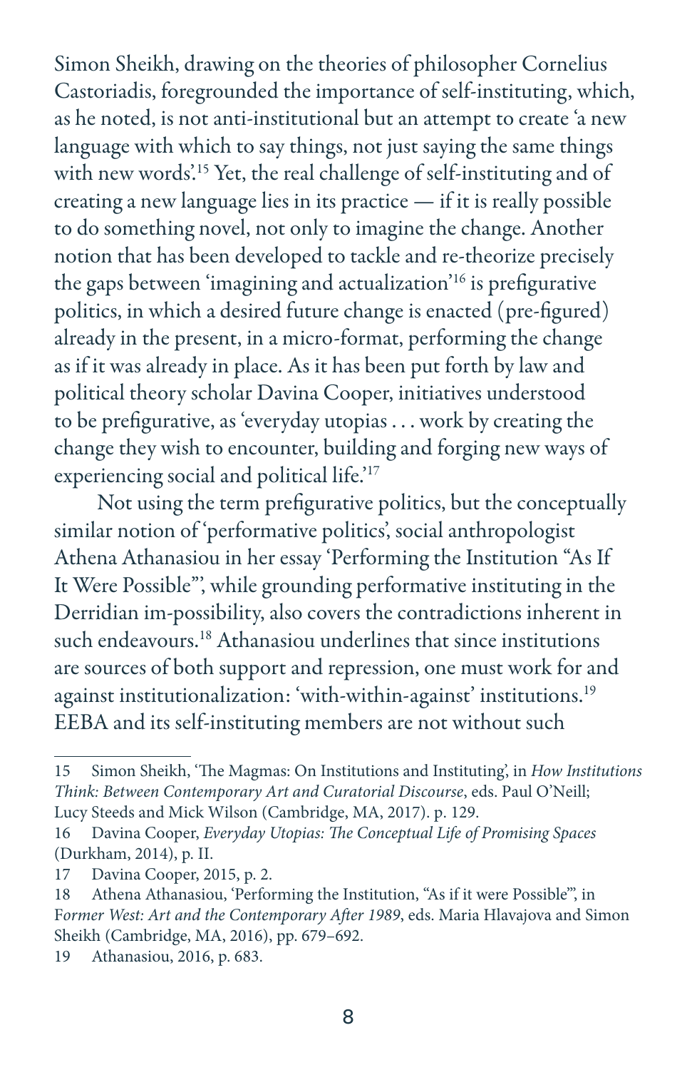Simon Sheikh, drawing on the theories of philosopher Cornelius Castoriadis, foregrounded the importance of self-instituting, which, as he noted, is not anti-institutional but an attempt to create 'a new language with which to say things, not just saying the same things with new words'.[15] Yet, the real challenge of self-instituting and of creating a new language lies in its practice — if it is really possible to do something novel, not only to imagine the change. Another notion that has been developed to tackle and re-theorize precisely the gaps between 'imagining and actualization'[16] is prefigurative politics, in which a desired future change is enacted (pre-figured) already in the present, in a micro-format, performing the change as if it was already in place. As it has been put forth by law and political theory scholar Davina Cooper, initiatives understood to be prefigurative, as 'everyday utopias . . . work by creating the change they wish to encounter, building and forging new ways of experiencing social and political life.'[17]

Not using the term prefigurative politics, but the conceptually similar notion of 'performative politics', social anthropologist Athena Athanasiou in her essay 'Performing the Institution "As If It Were Possible"', while grounding performative instituting in the Derridian im-possibility, also covers the contradictions inherent in such endeavours.[18] Athanasiou underlines that since institutions are sources of both support and repression, one must work for and against institutionalization: 'with-within-against' institutions.[19] EEBA and its self-instituting members are not without such

---

15 Simon Sheikh, 'The Magmas: On Institutions and Instituting', in *How Institutions Think: Between Contemporary Art and Curatorial Discourse*, eds. Paul O'Neill; Lucy Steeds and Mick Wilson (Cambridge, MA, 2017). p. 129.

16 Davina Cooper, *Everyday Utopias: The Conceptual Life of Promising Spaces* (Durkham, 2014), p. II.

17 Davina Cooper, 2015, p. 2.

18 Athena Athanasiou, 'Performing the Institution, "As if it were Possible"', in F*ormer West: Art and the Contemporary After 1989*, eds. Maria Hlavajova and Simon Sheikh (Cambridge, MA, 2016), pp. 679–692.

19 Athanasiou, 2016, p. 683.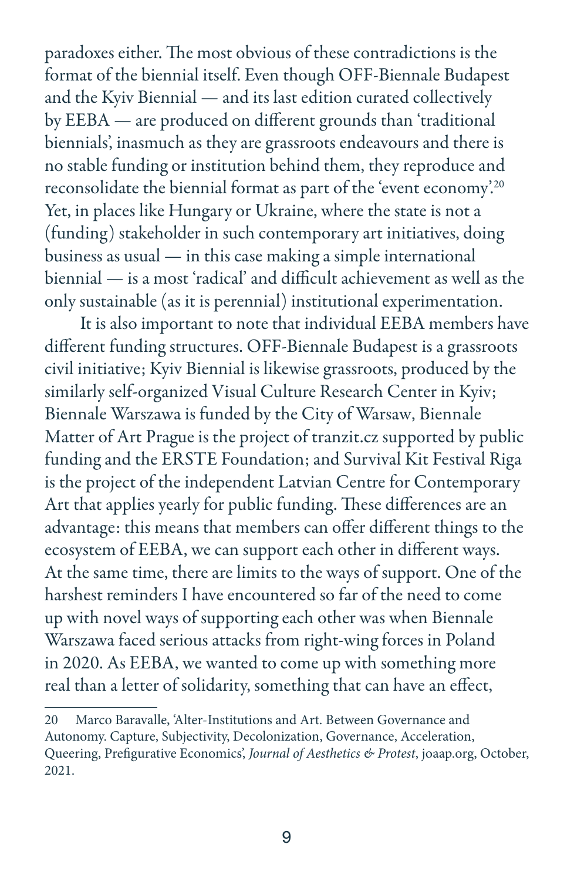paradoxes either. The most obvious of these contradictions is the format of the biennial itself. Even though OFF-Biennale Budapest and the Kyiv Biennial — and its last edition curated collectively by EEBA — are produced on different grounds than 'traditional biennials', inasmuch as they are grassroots endeavours and there is no stable funding or institution behind them, they reproduce and reconsolidate the biennial format as part of the 'event economy'.[20] Yet, in places like Hungary or Ukraine, where the state is not a (funding) stakeholder in such contemporary art initiatives, doing business as usual — in this case making a simple international biennial — is a most 'radical' and difficult achievement as well as the only sustainable (as it is perennial) institutional experimentation.

It is also important to note that individual EEBA members have different funding structures. OFF-Biennale Budapest is a grassroots civil initiative; Kyiv Biennial is likewise grassroots, produced by the similarly self-organized Visual Culture Research Center in Kyiv; Biennale Warszawa is funded by the City of Warsaw, Biennale Matter of Art Prague is the project of tranzit.cz supported by public funding and the ERSTE Foundation; and Survival Kit Festival Riga is the project of the independent Latvian Centre for Contemporary Art that applies yearly for public funding. These differences are an advantage: this means that members can offer different things to the ecosystem of EEBA, we can support each other in different ways. At the same time, there are limits to the ways of support. One of the harshest reminders I have encountered so far of the need to come up with novel ways of supporting each other was when Biennale Warszawa faced serious attacks from right-wing forces in Poland in 2020. As EEBA, we wanted to come up with something more real than a letter of solidarity, something that can have an effect,

---

20 Marco Baravalle, 'Alter-Institutions and Art. Between Governance and Autonomy. Capture, Subjectivity, Decolonization, Governance, Acceleration, Queering, Prefigurative Economics', *Journal of Aesthetics & Protest*, joaap.org, October, 2021.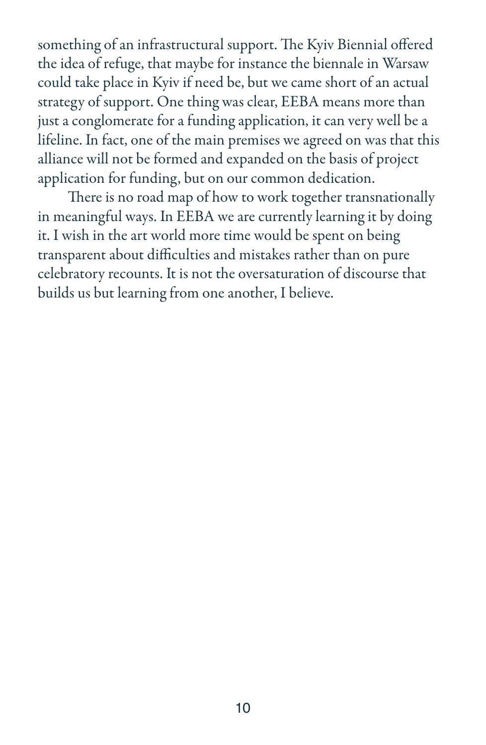something of an infrastructural support. The Kyiv Biennial offered the idea of refuge, that maybe for instance the biennale in Warsaw could take place in Kyiv if need be, but we came short of an actual strategy of support. One thing was clear, EEBA means more than just a conglomerate for a funding application, it can very well be a lifeline. In fact, one of the main premises we agreed on was that this alliance will not be formed and expanded on the basis of project application for funding, but on our common dedication.

There is no road map of how to work together transnationally in meaningful ways. In EEBA we are currently learning it by doing it. I wish in the art world more time would be spent on being transparent about difficulties and mistakes rather than on pure celebratory recounts. It is not the oversaturation of discourse that builds us but learning from one another, I believe.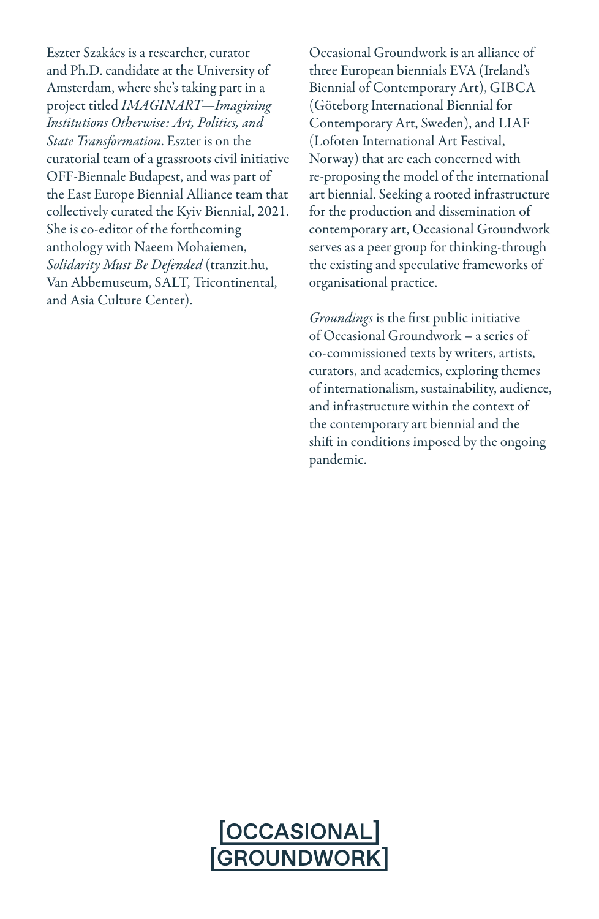Eszter Szakács is a researcher, curator and Ph.D. candidate at the University of Amsterdam, where she's taking part in a project titled *IMAGINART—Imagining Institutions Otherwise: Art, Politics, and State Transformation*. Eszter is on the curatorial team of a grassroots civil initiative OFF-Biennale Budapest, and was part of the East Europe Biennial Alliance team that collectively curated the Kyiv Biennial, 2021. She is co-editor of the forthcoming anthology with Naeem Mohaiemen, *Solidarity Must Be Defended* (tranzit.hu, Van Abbemuseum, SALT, Tricontinental, and Asia Culture Center).

Occasional Groundwork is an alliance of three European biennials EVA (Ireland's Biennial of Contemporary Art), GIBCA (Göteborg International Biennial for Contemporary Art, Sweden), and LIAF (Lofoten International Art Festival, Norway) that are each concerned with re-proposing the model of the international art biennial. Seeking a rooted infrastructure for the production and dissemination of contemporary art, Occasional Groundwork serves as a peer group for thinking-through the existing and speculative frameworks of organisational practice.

*Groundings* is the first public initiative of Occasional Groundwork – a series of co-commissioned texts by writers, artists, curators, and academics, exploring themes of internationalism, sustainability, audience, and infrastructure within the context of the contemporary art biennial and the shift in conditions imposed by the ongoing pandemic.

[OCCASIONAL]
[GROUNDWORK]